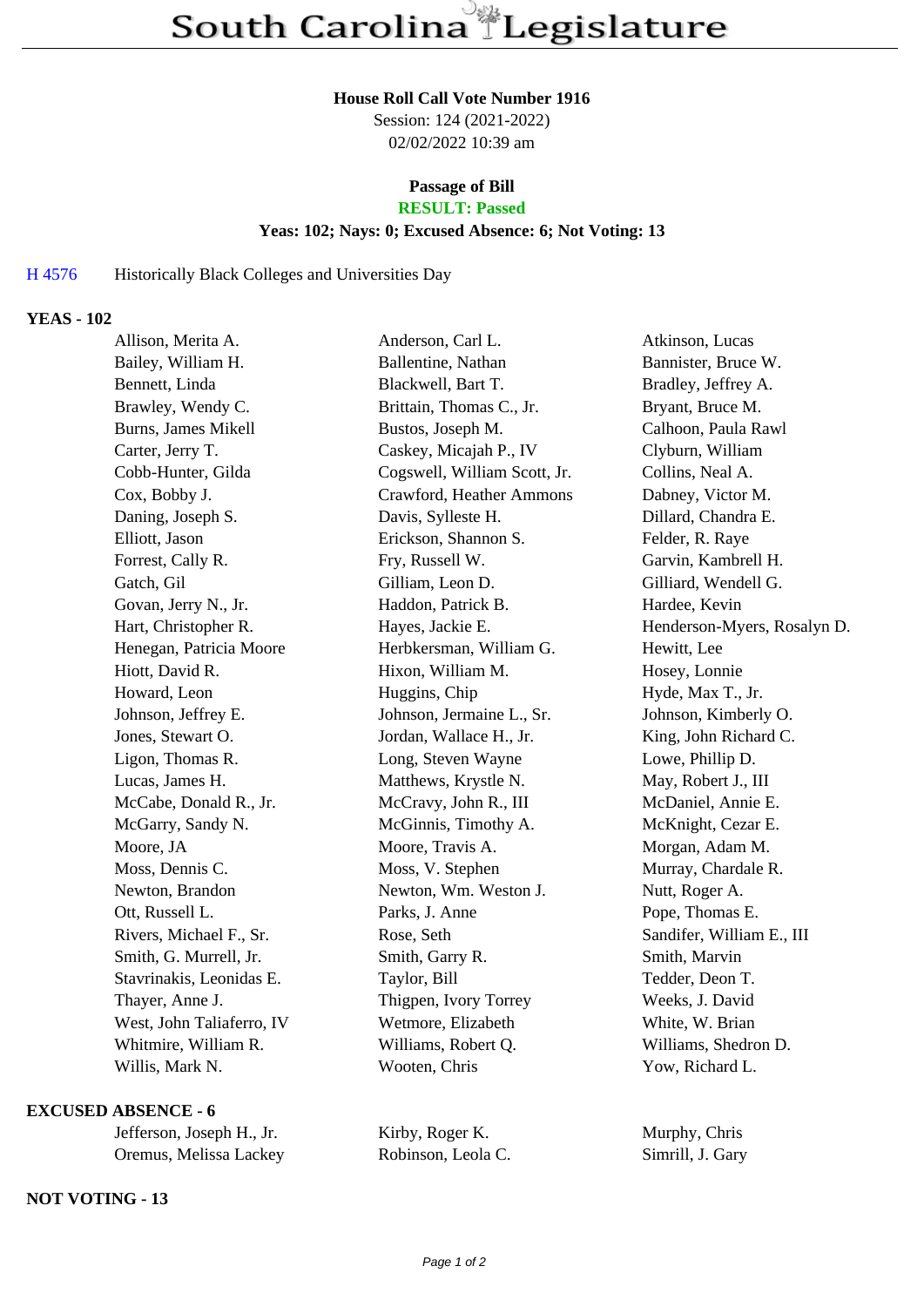# South Carolina Legislature

**House Roll Call Vote Number 1916**
Session: 124 (2021-2022)
02/02/2022 10:39 am

**Passage of Bill**
**RESULT: Passed**
**Yeas: 102; Nays: 0; Excused Absence: 6; Not Voting: 13**

H 4576 Historically Black Colleges and Universities Day

**YEAS - 102**

| | | |
|---|---|---|
| Allison, Merita A. | Anderson, Carl L. | Atkinson, Lucas |
| Bailey, William H. | Ballentine, Nathan | Bannister, Bruce W. |
| Bennett, Linda | Blackwell, Bart T. | Bradley, Jeffrey A. |
| Brawley, Wendy C. | Brittain, Thomas C., Jr. | Bryant, Bruce M. |
| Burns, James Mikell | Bustos, Joseph M. | Calhoon, Paula Rawl |
| Carter, Jerry T. | Caskey, Micajah P., IV | Clyburn, William |
| Cobb-Hunter, Gilda | Cogswell, William Scott, Jr. | Collins, Neal A. |
| Cox, Bobby J. | Crawford, Heather Ammons | Dabney, Victor M. |
| Daning, Joseph S. | Davis, Sylleste H. | Dillard, Chandra E. |
| Elliott, Jason | Erickson, Shannon S. | Felder, R. Raye |
| Forrest, Cally R. | Fry, Russell W. | Garvin, Kambrell H. |
| Gatch, Gil | Gilliam, Leon D. | Gilliard, Wendell G. |
| Govan, Jerry N., Jr. | Haddon, Patrick B. | Hardee, Kevin |
| Hart, Christopher R. | Hayes, Jackie E. | Henderson-Myers, Rosalyn D. |
| Henegan, Patricia Moore | Herbkersman, William G. | Hewitt, Lee |
| Hiott, David R. | Hixon, William M. | Hosey, Lonnie |
| Howard, Leon | Huggins, Chip | Hyde, Max T., Jr. |
| Johnson, Jeffrey E. | Johnson, Jermaine L., Sr. | Johnson, Kimberly O. |
| Jones, Stewart O. | Jordan, Wallace H., Jr. | King, John Richard C. |
| Ligon, Thomas R. | Long, Steven Wayne | Lowe, Phillip D. |
| Lucas, James H. | Matthews, Krystle N. | May, Robert J., III |
| McCabe, Donald R., Jr. | McCravy, John R., III | McDaniel, Annie E. |
| McGarry, Sandy N. | McGinnis, Timothy A. | McKnight, Cezar E. |
| Moore, JA | Moore, Travis A. | Morgan, Adam M. |
| Moss, Dennis C. | Moss, V. Stephen | Murray, Chardale R. |
| Newton, Brandon | Newton, Wm. Weston J. | Nutt, Roger A. |
| Ott, Russell L. | Parks, J. Anne | Pope, Thomas E. |
| Rivers, Michael F., Sr. | Rose, Seth | Sandifer, William E., III |
| Smith, G. Murrell, Jr. | Smith, Garry R. | Smith, Marvin |
| Stavrinakis, Leonidas E. | Taylor, Bill | Tedder, Deon T. |
| Thayer, Anne J. | Thigpen, Ivory Torrey | Weeks, J. David |
| West, John Taliaferro, IV | Wetmore, Elizabeth | White, W. Brian |
| Whitmire, William R. | Williams, Robert Q. | Williams, Shedron D. |
| Willis, Mark N. | Wooten, Chris | Yow, Richard L. |

**EXCUSED ABSENCE - 6**

| | | |
|---|---|---|
| Jefferson, Joseph H., Jr. | Kirby, Roger K. | Murphy, Chris |
| Oremus, Melissa Lackey | Robinson, Leola C. | Simrill, J. Gary |

**NOT VOTING - 13**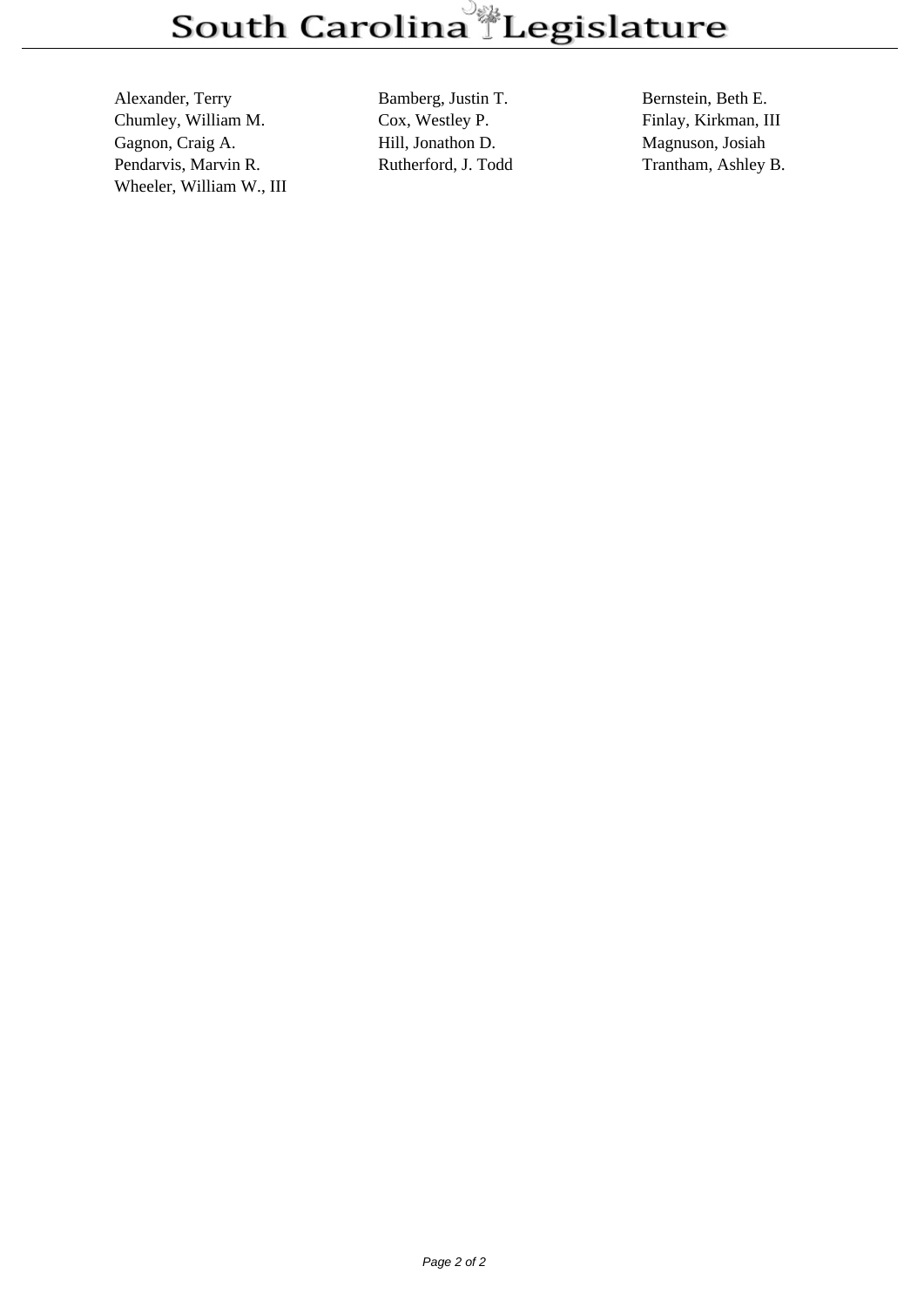Alexander, Terry
Bamberg, Justin T.
Bernstein, Beth E.
Chumley, William M.
Cox, Westley P.
Finlay, Kirkman, III
Gagnon, Craig A.
Hill, Jonathon D.
Magnuson, Josiah
Pendarvis, Marvin R.
Rutherford, J. Todd
Trantham, Ashley B.
Wheeler, William W., III